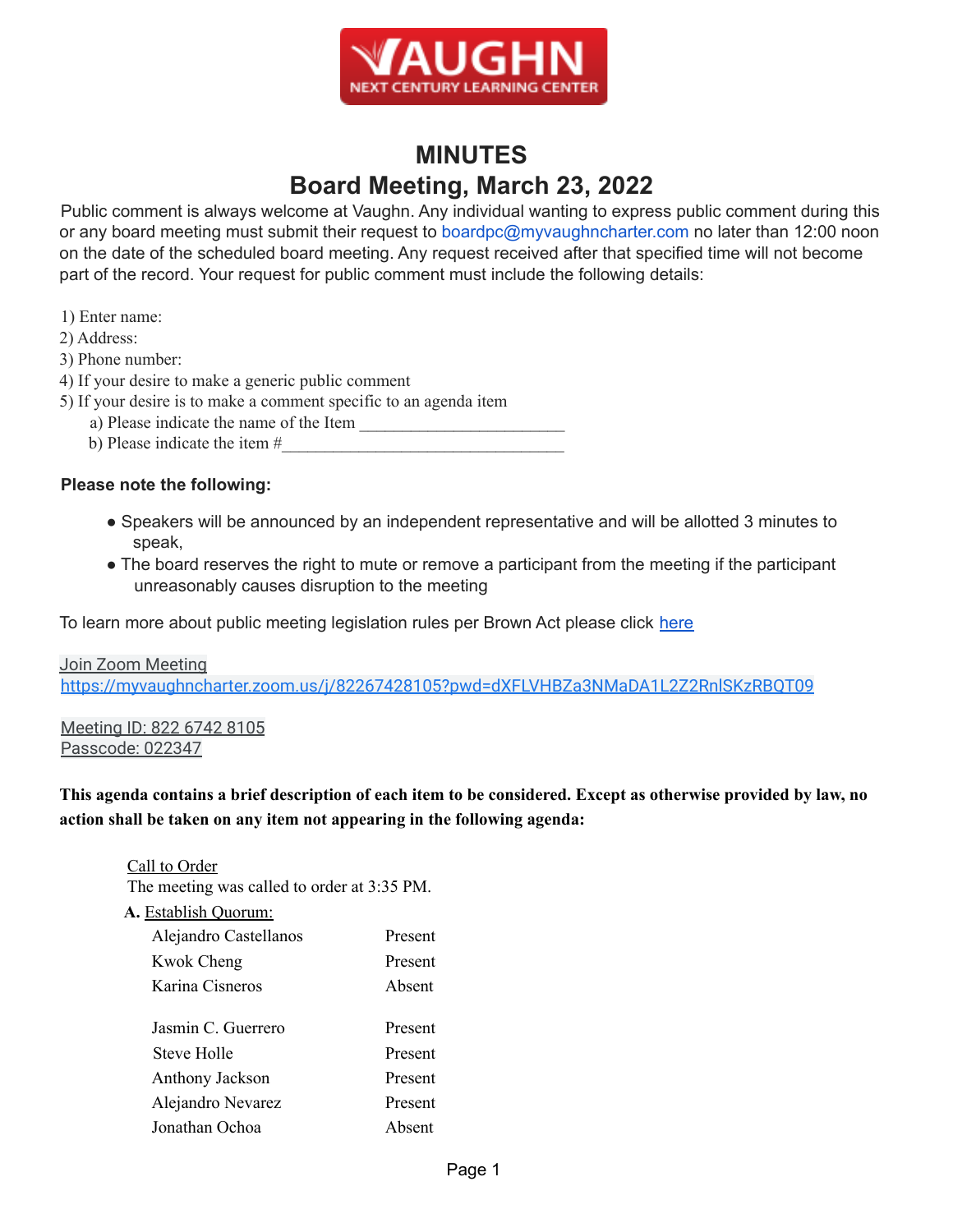VAUGHN NEXT CENTURY LEARNING CENTER

# MINUTES

## Board Meeting, March 23, 2022

Public comment is always welcome at Vaughn. Any individual wanting to express public comment during this or any board meeting must submit their request to boardpc@myvaughncharter.com no later than 12:00 noon on the date of the scheduled board meeting. Any request received after that specified time will not become part of the record. Your request for public comment must include the following details:

1) Enter name:
2) Address:
3) Phone number:
4) If your desire to make a generic public comment
5) If your desire is to make a comment specific to an agenda item
   a) Please indicate the name of the Item ________________________
   b) Please indicate the item #_________________________________

**Please note the following:**

- Speakers will be announced by an independent representative and will be allotted 3 minutes to speak,
- The board reserves the right to mute or remove a participant from the meeting if the participant unreasonably causes disruption to the meeting

To learn more about public meeting legislation rules per Brown Act please click here

Join Zoom Meeting
https://myvaughncharter.zoom.us/j/82267428105?pwd=dXFLVHBZa3NMaDA1L2Z2RnlSKzRBQT09

Meeting ID: 822 6742 8105
Passcode: 022347

**This agenda contains a brief description of each item to be considered. Except as otherwise provided by law, no action shall be taken on any item not appearing in the following agenda:**

Call to Order
The meeting was called to order at 3:35 PM.

**A.** Establish Quorum:

| | |
|---|---|
| Alejandro Castellanos | Present |
| Kwok Cheng | Present |
| Karina Cisneros | Absent |
| Jasmin C. Guerrero | Present |
| Steve Holle | Present |
| Anthony Jackson | Present |
| Alejandro Nevarez | Present |
| Jonathan Ochoa | Absent |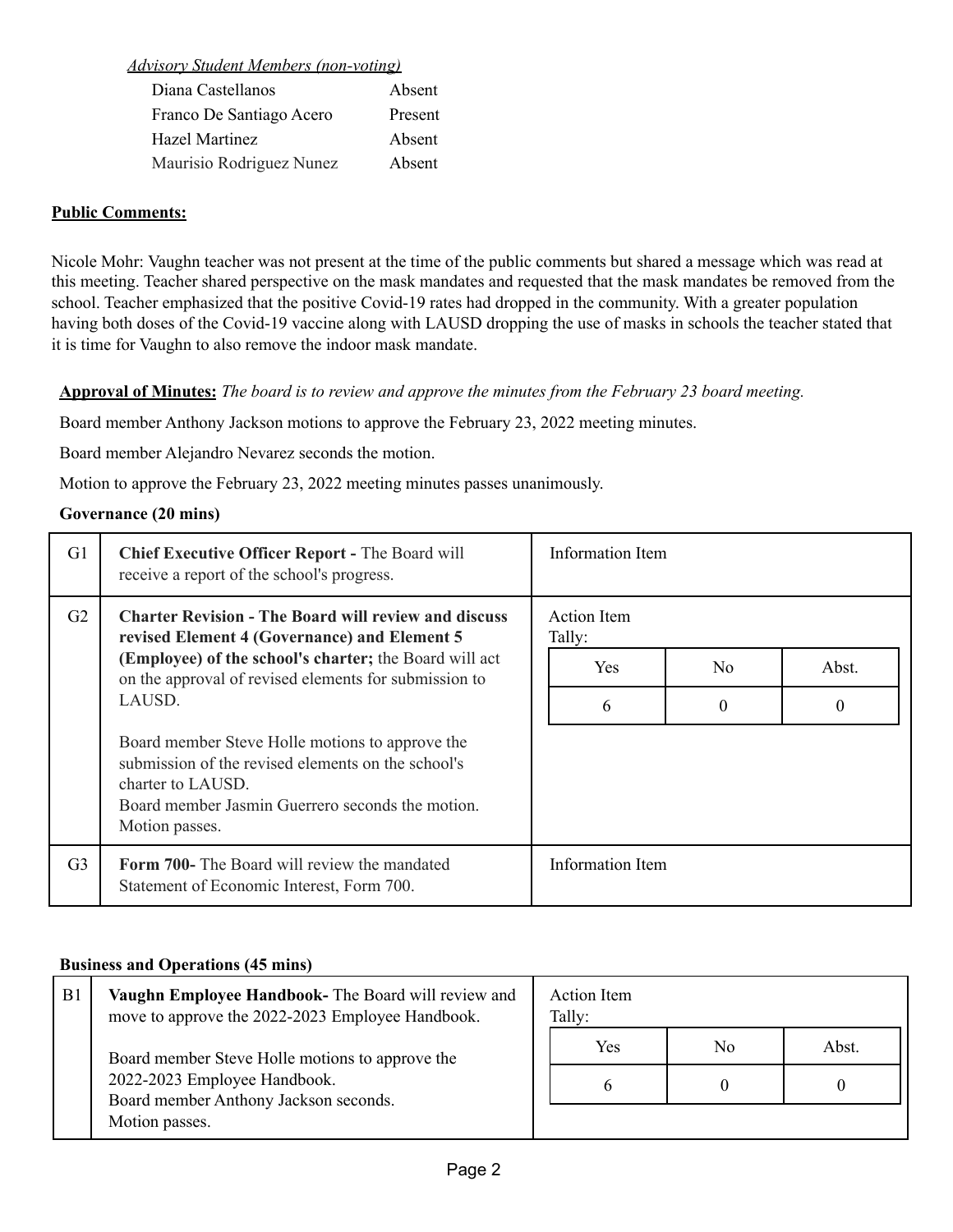*Advisory Student Members (non-voting)*

| | |
|---|---|
| Diana Castellanos | Absent |
| Franco De Santiago Acero | Present |
| Hazel Martinez | Absent |
| Maurisio Rodriguez Nunez | Absent |

**Public Comments:**

Nicole Mohr: Vaughn teacher was not present at the time of the public comments but shared a message which was read at this meeting. Teacher shared perspective on the mask mandates and requested that the mask mandates be removed from the school. Teacher emphasized that the positive Covid-19 rates had dropped in the community. With a greater population having both doses of the Covid-19 vaccine along with LAUSD dropping the use of masks in schools the teacher stated that it is time for Vaughn to also remove the indoor mask mandate.

**Approval of Minutes:** *The board is to review and approve the minutes from the February 23 board meeting.*

Board member Anthony Jackson motions to approve the February 23, 2022 meeting minutes.

Board member Alejandro Nevarez seconds the motion.

Motion to approve the February 23, 2022 meeting minutes passes unanimously.

**Governance (20 mins)**

| | | |
|---|---|---|
| G1 | **Chief Executive Officer Report -** The Board will receive a report of the school's progress. | Information Item |
| G2 | **Charter Revision - The Board will review and discuss revised Element 4 (Governance) and Element 5 (Employee) of the school's charter;** the Board will act on the approval of revised elements for submission to LAUSD.<br><br>Board member Steve Holle motions to approve the submission of the revised elements on the school's charter to LAUSD.<br>Board member Jasmin Guerrero seconds the motion.<br>Motion passes. | Action Item<br>Tally:<br>Yes: 6 / No: 0 / Abst.: 0 |
| G3 | **Form 700-** The Board will review the mandated Statement of Economic Interest, Form 700. | Information Item |

**Business and Operations (45 mins)**

| | | |
|---|---|---|
| B1 | **Vaughn Employee Handbook-** The Board will review and move to approve the 2022-2023 Employee Handbook.<br><br>Board member Steve Holle motions to approve the 2022-2023 Employee Handbook.<br>Board member Anthony Jackson seconds.<br>Motion passes. | Action Item<br>Tally:<br>Yes: 6 / No: 0 / Abst.: 0 |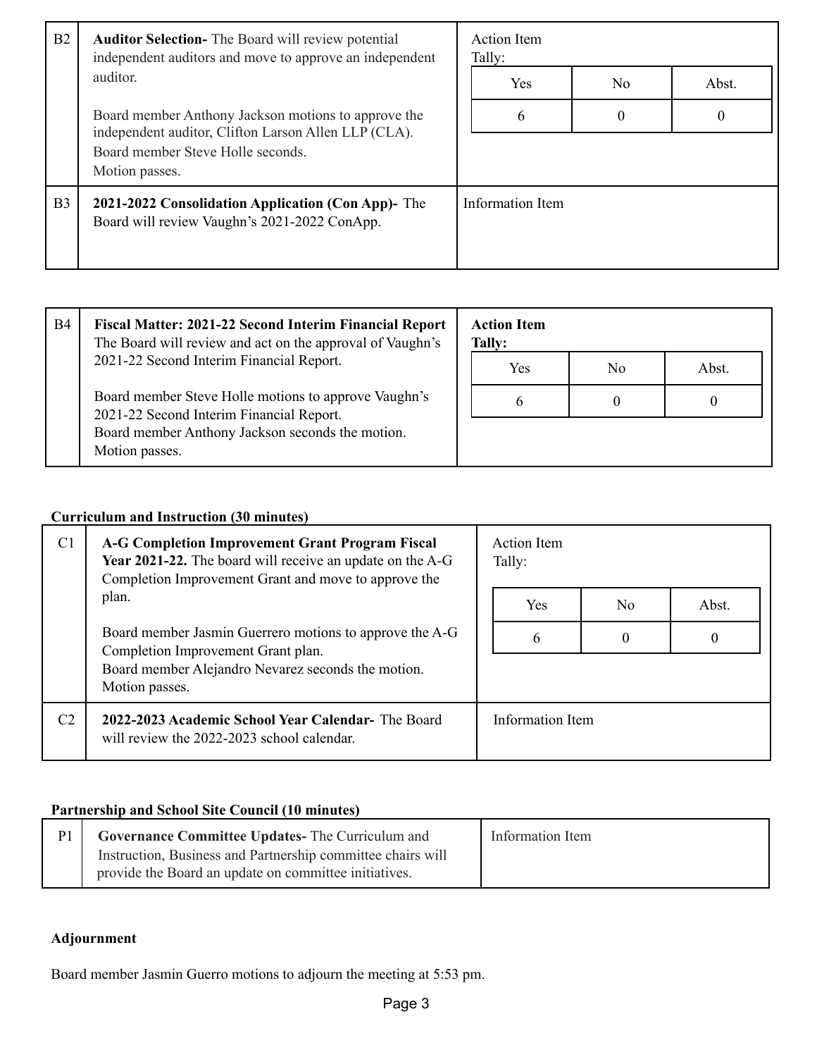| B2 | **Auditor Selection-** The Board will review potential independent auditors and move to approve an independent auditor.<br><br>Board member Anthony Jackson motions to approve the independent auditor, Clifton Larson Allen LLP (CLA).<br>Board member Steve Holle seconds.<br>Motion passes. | Action Item<br>Tally:<br>Yes: 6 / No: 0 / Abst.: 0 |
|---|---|---|
| B3 | **2021-2022 Consolidation Application (Con App)-** The Board will review Vaughn's 2021-2022 ConApp. | Information Item |

| B4 | **Fiscal Matter: 2021-22 Second Interim Financial Report** The Board will review and act on the approval of Vaughn's 2021-22 Second Interim Financial Report.<br><br>Board member Steve Holle motions to approve Vaughn's 2021-22 Second Interim Financial Report.<br>Board member Anthony Jackson seconds the motion.<br>Motion passes. | **Action Item**<br>**Tally:**<br>Yes: 6 / No: 0 / Abst.: 0 |
|---|---|---|

**Curriculum and Instruction (30 minutes)**

| C1 | **A-G Completion Improvement Grant Program Fiscal Year 2021-22.** The board will receive an update on the A-G Completion Improvement Grant and move to approve the plan.<br><br>Board member Jasmin Guerrero motions to approve the A-G Completion Improvement Grant plan.<br>Board member Alejandro Nevarez seconds the motion.<br>Motion passes. | Action Item<br>Tally:<br>Yes: 6 / No: 0 / Abst.: 0 |
|---|---|---|
| C2 | **2022-2023 Academic School Year Calendar-** The Board will review the 2022-2023 school calendar. | Information Item |

**Partnership and School Site Council (10 minutes)**

| P1 | **Governance Committee Updates-** The Curriculum and Instruction, Business and Partnership committee chairs will provide the Board an update on committee initiatives. | Information Item |
|---|---|---|

**Adjournment**

Board member Jasmin Guerro motions to adjourn the meeting at 5:53 pm.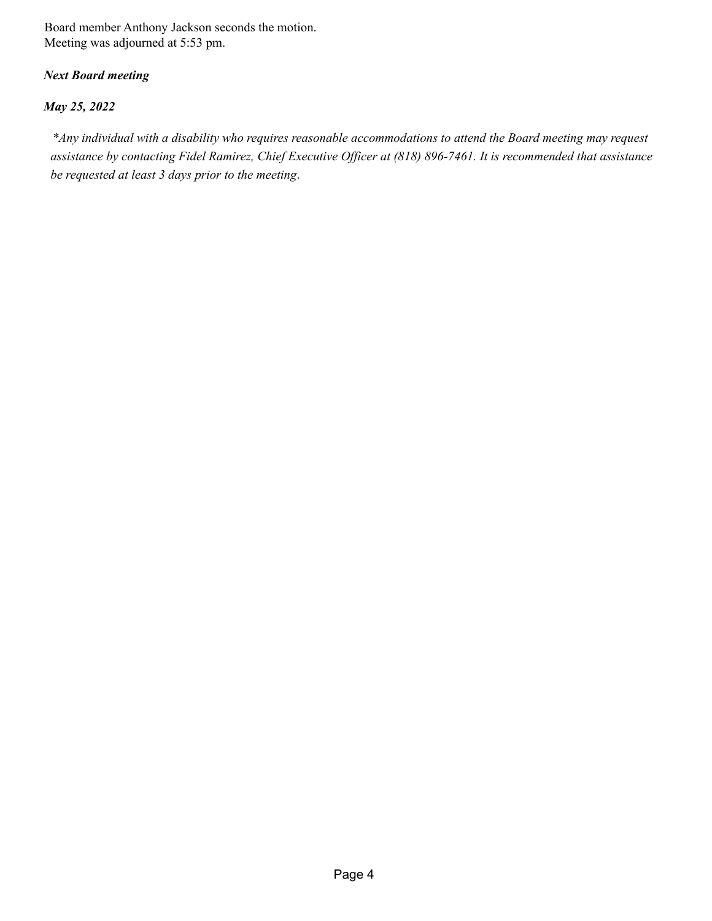Board member Anthony Jackson seconds the motion.
Meeting was adjourned at 5:53 pm.

***Next Board meeting***

***May 25, 2022***

*\*Any individual with a disability who requires reasonable accommodations to attend the Board meeting may request assistance by contacting Fidel Ramirez, Chief Executive Officer at (818) 896-7461. It is recommended that assistance be requested at least 3 days prior to the meeting*.